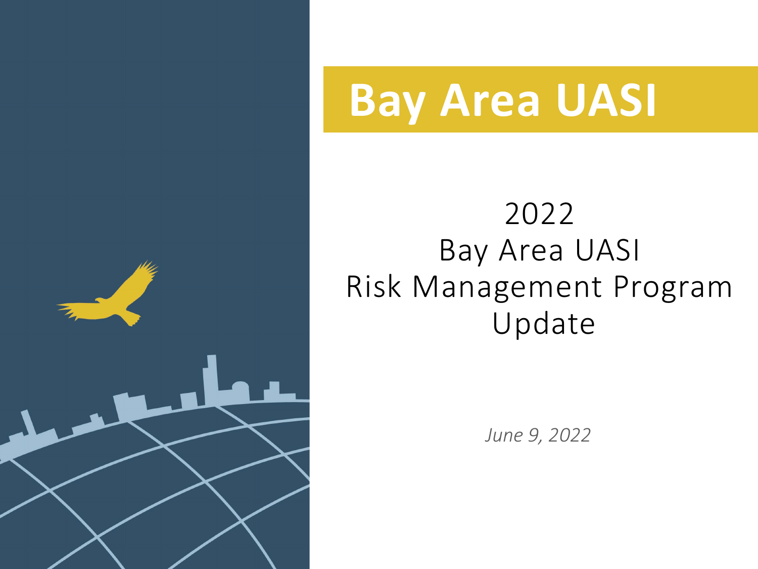# Bay Area UASI

## 2022 Bay Area UASI Risk Management Program Update

*June 9, 2022*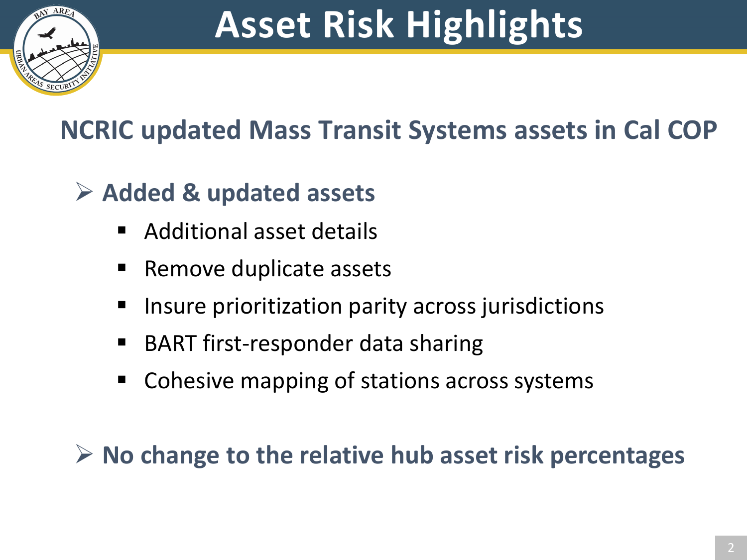# Asset Risk Highlights

## NCRIC updated Mass Transit Systems assets in Cal COP

- **Added & updated assets**
  - Additional asset details
  - Remove duplicate assets
  - Insure prioritization parity across jurisdictions
  - BART first-responder data sharing
  - Cohesive mapping of stations across systems

- **No change to the relative hub asset risk percentages**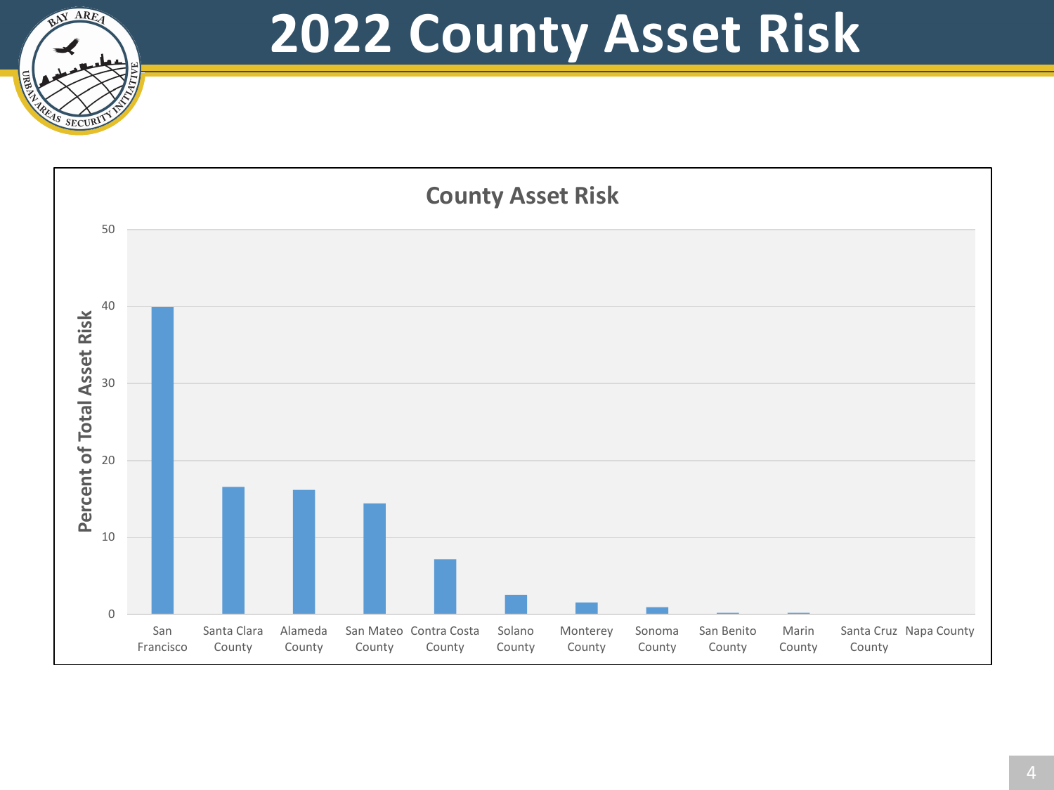# 2022 County Asset Risk

## County Asset Risk

Percent of Total Asset Risk

| County | Percent of Total Asset Risk (approx.) |
|---|---|
| San Francisco | 40 |
| Santa Clara County | 16.5 |
| Alameda County | 16 |
| San Mateo County | 14.5 |
| Contra Costa County | 7 |
| Solano County | 2.5 |
| Monterey County | 1.5 |
| Sonoma County | 1 |
| San Benito County | 0.1 |
| Marin County | 0.1 |
| Santa Cruz County | 0 |
| Napa County | 0 |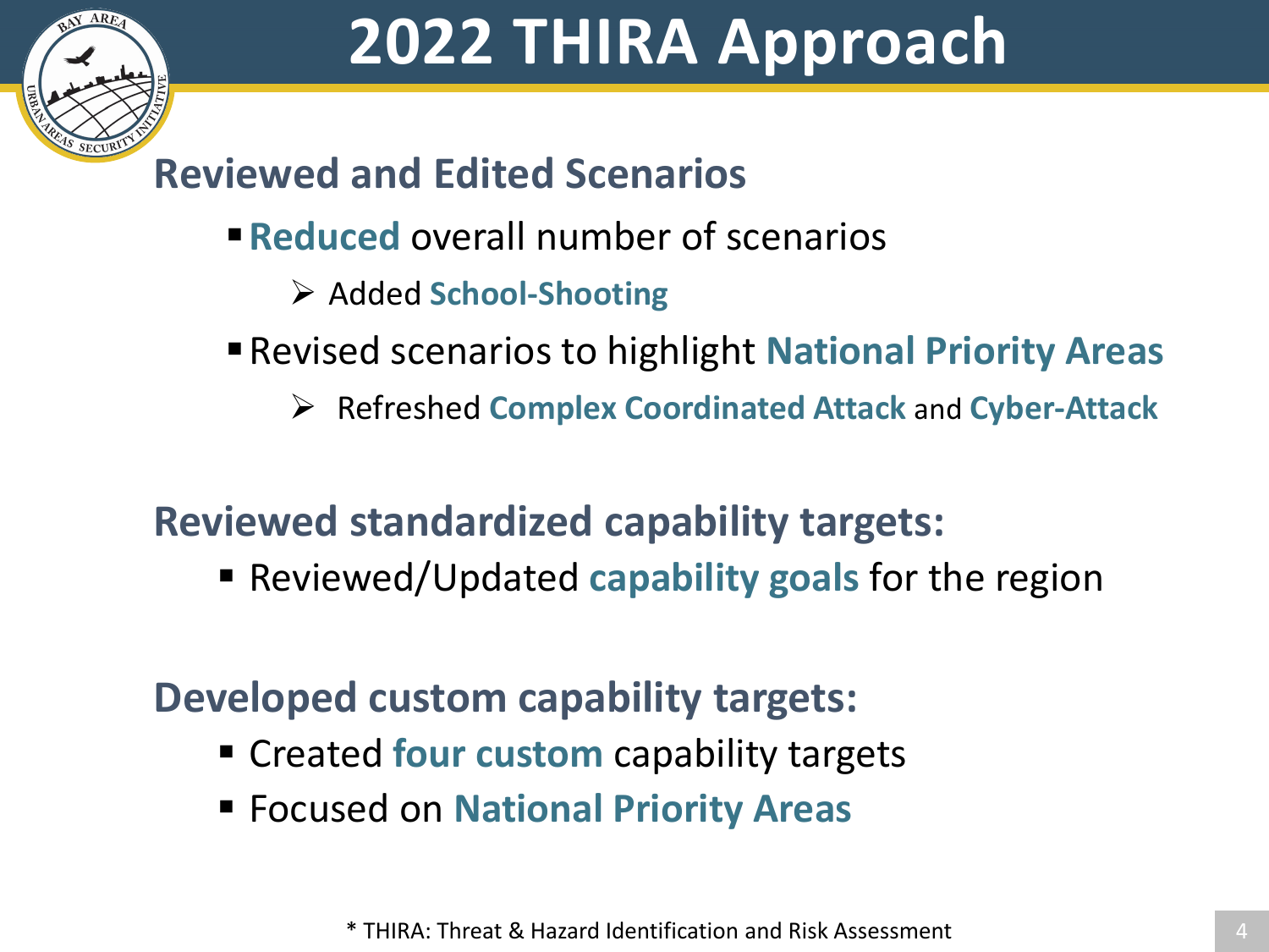# 2022 THIRA Approach

## Reviewed and Edited Scenarios

- **Reduced** overall number of scenarios
  - Added **School-Shooting**
- Revised scenarios to highlight **National Priority Areas**
  - Refreshed **Complex Coordinated Attack** and **Cyber-Attack**

## Reviewed standardized capability targets:

- Reviewed/Updated **capability goals** for the region

## Developed custom capability targets:

- Created **four custom** capability targets
- Focused on **National Priority Areas**

\* THIRA: Threat & Hazard Identification and Risk Assessment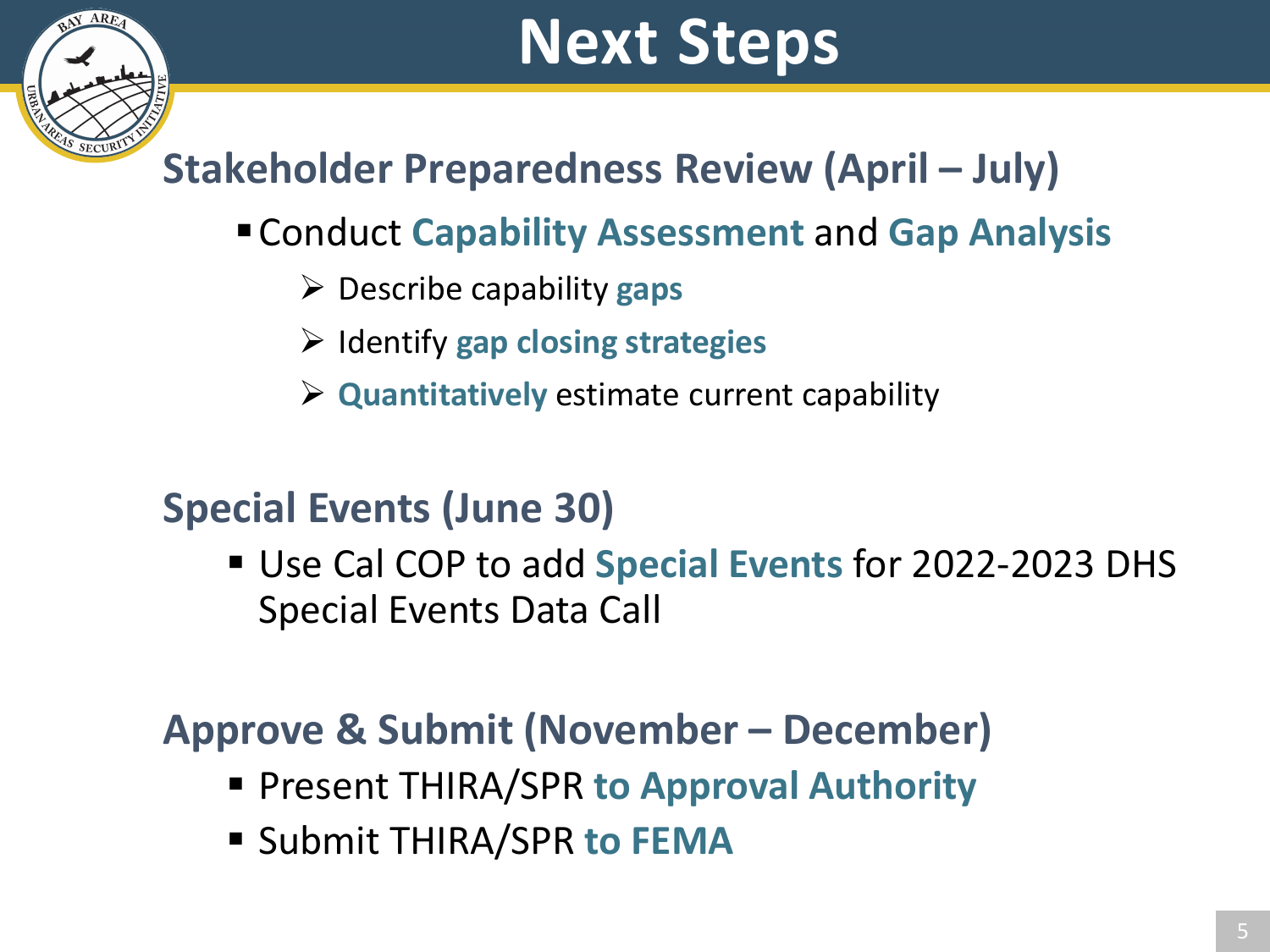# Next Steps

## Stakeholder Preparedness Review (April – July)

- Conduct **Capability Assessment** and **Gap Analysis**
  - Describe capability **gaps**
  - Identify **gap closing strategies**
  - **Quantitatively** estimate current capability

## Special Events (June 30)

- Use Cal COP to add **Special Events** for 2022-2023 DHS Special Events Data Call

## Approve & Submit (November – December)

- Present THIRA/SPR **to Approval Authority**
- Submit THIRA/SPR **to FEMA**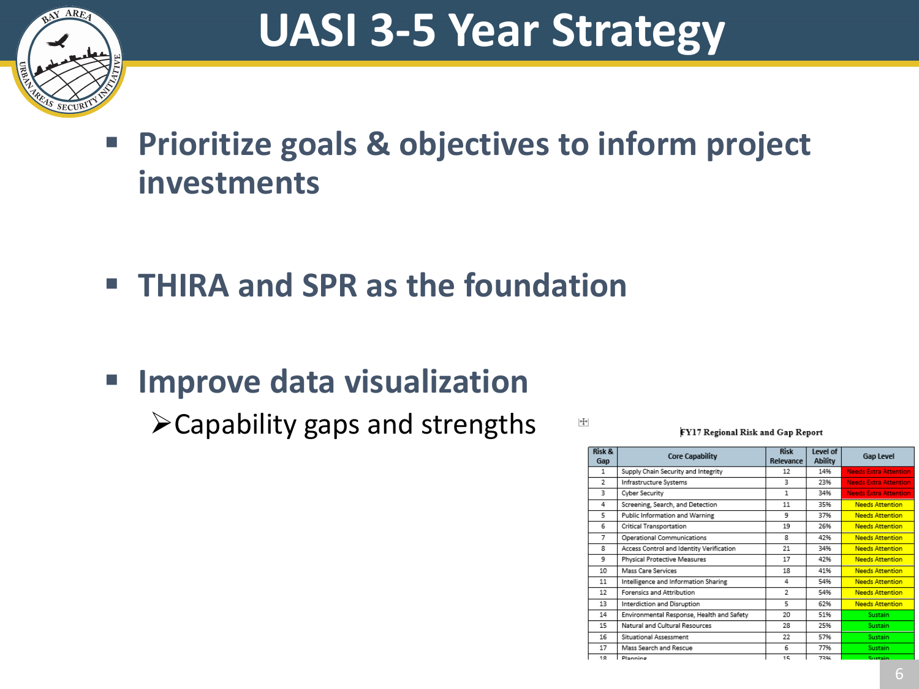# UASI 3-5 Year Strategy

- **Prioritize goals & objectives to inform project investments**
- **THIRA and SPR as the foundation**
- **Improve data visualization**
  - ➢ Capability gaps and strengths

**FY17 Regional Risk and Gap Report**

| Risk & Gap | Core Capability | Risk Relevance | Level of Ability | Gap Level |
|---|---|---|---|---|
| 1 | Supply Chain Security and Integrity | 12 | 14% | Needs Extra Attention |
| 2 | Infrastructure Systems | 3 | 23% | Needs Extra Attention |
| 3 | Cyber Security | 1 | 34% | Needs Extra Attention |
| 4 | Screening, Search, and Detection | 11 | 35% | Needs Attention |
| 5 | Public Information and Warning | 9 | 37% | Needs Attention |
| 6 | Critical Transportation | 19 | 26% | Needs Attention |
| 7 | Operational Communications | 8 | 42% | Needs Attention |
| 8 | Access Control and Identity Verification | 21 | 34% | Needs Attention |
| 9 | Physical Protective Measures | 17 | 42% | Needs Attention |
| 10 | Mass Care Services | 18 | 41% | Needs Attention |
| 11 | Intelligence and Information Sharing | 4 | 54% | Needs Attention |
| 12 | Forensics and Attribution | 2 | 54% | Needs Attention |
| 13 | Interdiction and Disruption | 5 | 62% | Needs Attention |
| 14 | Environmental Response, Health and Safety | 20 | 51% | Sustain |
| 15 | Natural and Cultural Resources | 28 | 25% | Sustain |
| 16 | Situational Assessment | 22 | 57% | Sustain |
| 17 | Mass Search and Rescue | 6 | 77% | Sustain |
| 18 | Planning | 15 | 73% | Sustain |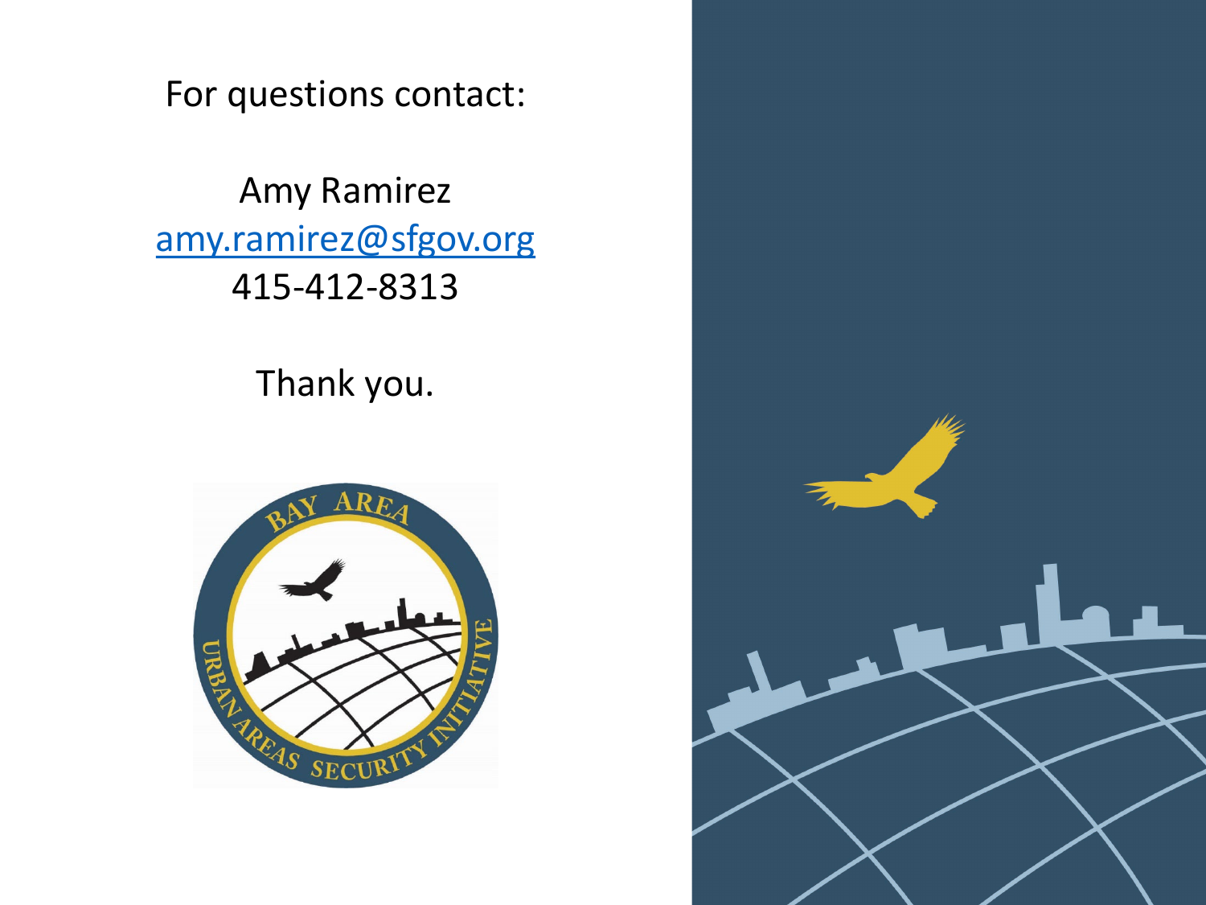For questions contact:

Amy Ramirez
amy.ramirez@sfgov.org
415-412-8313

Thank you.